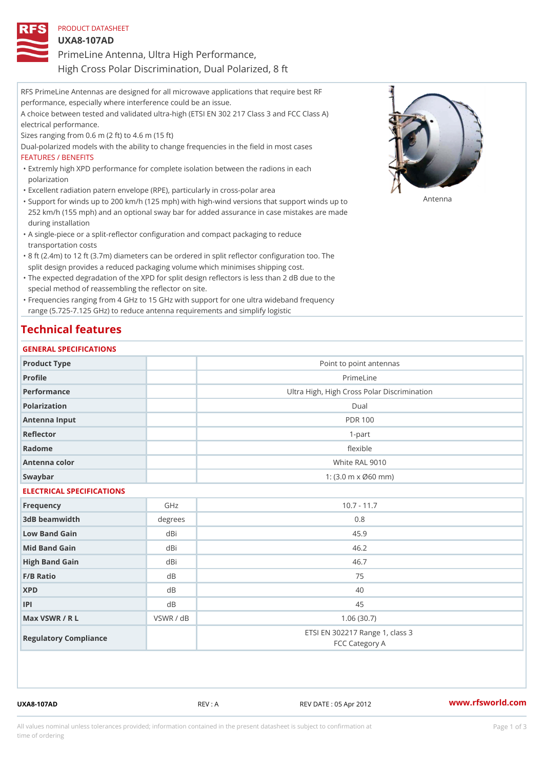PRODUCT DATASHEET

# UXA8-107AD

PrimeLine Antenna, Ultra High Performance,
High Cross Polar Discrimination, Dual Polarized, 8 ft

RFS PrimeLine Antennas are designed for all microwave applications that require best RF performance, especially where interference could be an issue.

A choice between tested and validated ultra-high (ETSI EN 302 217 Class 3 and FCC Class A) electrical performance.

Sizes ranging from 0.6 m (2 ft) to 4.6 m (15 ft)

Dual-polarized models with the ability to change frequencies in the field in most cases

FEATURES / BENEFITS

- Extremly high XPD performance for complete isolation between the radions in each polarization
- Excellent radiation patern envelope (RPE), particularly in cross-polar area
- Support for winds up to 200 km/h (125 mph) with high-wind versions that support winds up to 252 km/h (155 mph) and an optional sway bar for added assurance in case mistakes are made during installation
- A single-piece or a split-reflector configuration and compact packaging to reduce transportation costs
- 8 ft (2.4m) to 12 ft (3.7m) diameters can be ordered in split reflector configuration too. The split design provides a reduced packaging volume which minimises shipping cost.
- The expected degradation of the XPD for split design reflectors is less than 2 dB due to the special method of reassembling the reflector on site.
- Frequencies ranging from 4 GHz to 15 GHz with support for one ultra wideband frequency range (5.725-7.125 GHz) to reduce antenna requirements and simplify logistic

Antenna

## Technical features

### GENERAL SPECIFICATIONS

| | | |
|---|---|---|
| Product Type | | Point to point antennas |
| Profile | | PrimeLine |
| Performance | | Ultra High, High Cross Polar Discrimination |
| Polarization | | Dual |
| Antenna Input | | PDR 100 |
| Reflector | | 1-part |
| Radome | | flexible |
| Antenna color | | White RAL 9010 |
| Swaybar | | 1: (3.0 m x Ø60 mm) |

### ELECTRICAL SPECIFICATIONS

| | | |
|---|---|---|
| Frequency | GHz | 10.7 - 11.7 |
| 3dB beamwidth | degrees | 0.8 |
| Low Band Gain | dBi | 45.9 |
| Mid Band Gain | dBi | 46.2 |
| High Band Gain | dBi | 46.7 |
| F/B Ratio | dB | 75 |
| XPD | dB | 40 |
| IPI | dB | 45 |
| Max VSWR / R L | VSWR / dB | 1.06 (30.7) |
| Regulatory Compliance | | ETSI EN 302217 Range 1, class 3<br>FCC Category A |

UXA8-107AD REV : A REV DATE : 05 Apr 2012 www.rfsworld.com

All values nominal unless tolerances provided; information contained in the present datasheet is subject to confirmation at time of ordering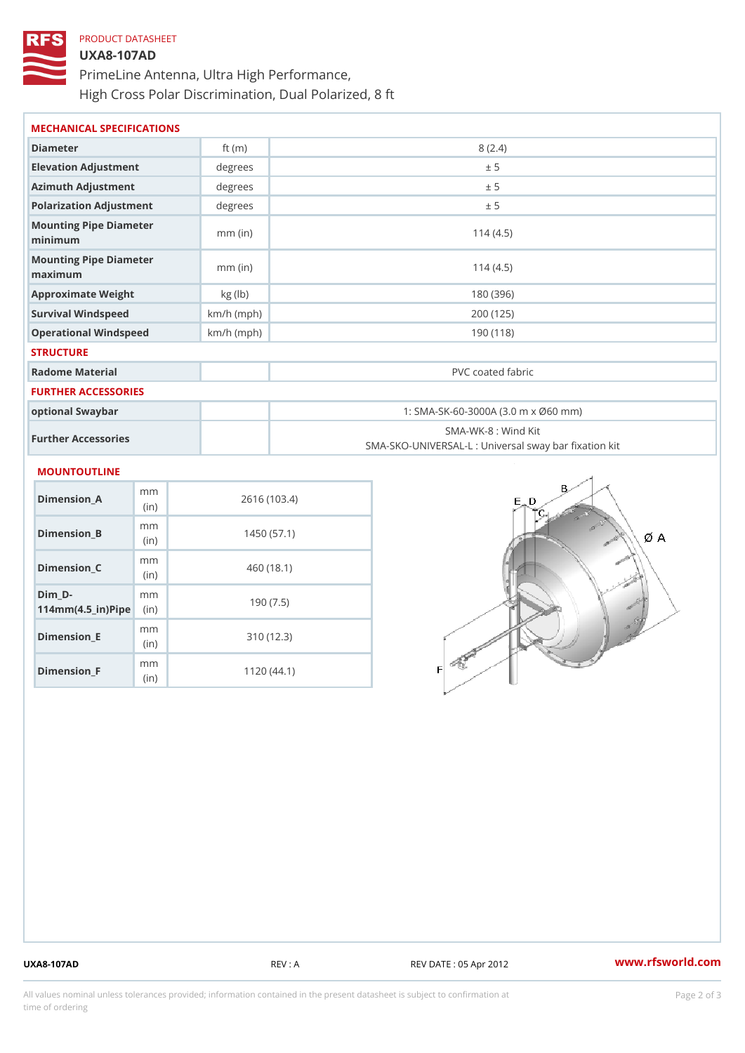PRODUCT DATASHEET

# UXA8-107AD

PrimeLine Antenna, Ultra High Performance,
High Cross Polar Discrimination, Dual Polarized, 8 ft

## MECHANICAL SPECIFICATIONS

| | | |
|---|---|---|
| Diameter | ft (m) | 8 (2.4) |
| Elevation Adjustment | degrees | ± 5 |
| Azimuth Adjustment | degrees | ± 5 |
| Polarization Adjustment | degrees | ± 5 |
| Mounting Pipe Diameter minimum | mm (in) | 114 (4.5) |
| Mounting Pipe Diameter maximum | mm (in) | 114 (4.5) |
| Approximate Weight | kg (lb) | 180 (396) |
| Survival Windspeed | km/h (mph) | 200 (125) |
| Operational Windspeed | km/h (mph) | 190 (118) |

## STRUCTURE

| | | |
|---|---|---|
| Radome Material | | PVC coated fabric |

## FURTHER ACCESSORIES

| | | |
|---|---|---|
| optional Swaybar | | 1: SMA-SK-60-3000A (3.0 m x Ø60 mm) |
| Further Accessories | | SMA-WK-8 : Wind Kit<br>SMA-SKO-UNIVERSAL-L : Universal sway bar fixation kit |

## MOUNTOUTLINE

| | | |
|---|---|---|
| Dimension_A | mm (in) | 2616 (103.4) |
| Dimension_B | mm (in) | 1450 (57.1) |
| Dimension_C | mm (in) | 460 (18.1) |
| Dim_D-114mm(4.5_in)Pipe | mm (in) | 190 (7.5) |
| Dimension_E | mm (in) | 310 (12.3) |
| Dimension_F | mm (in) | 1120 (44.1) |

UXA8-107AD REV : A REV DATE : 05 Apr 2012 www.rfsworld.com

All values nominal unless tolerances provided; information contained in the present datasheet is subject to confirmation at time of ordering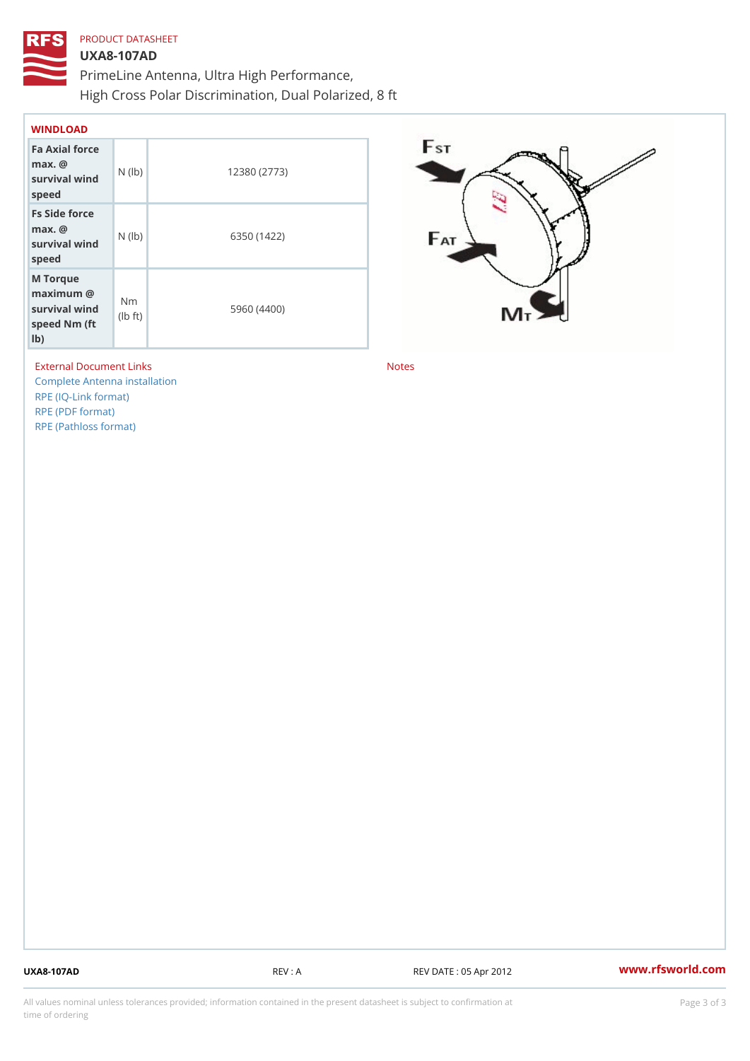PRODUCT DATASHEET

# UXA8-107AD

PrimeLine Antenna, Ultra High Performance, High Cross Polar Discrimination, Dual Polarized, 8 ft

## WINDLOAD

| | | |
|---|---|---|
| Fa Axial force max. @ survival wind speed | N (lb) | 12380 (2773) |
| Fs Side force max. @ survival wind speed | N (lb) | 6350 (1422) |
| M Torque maximum @ survival wind speed Nm (ft lb) | Nm (lb ft) | 5960 (4400) |

FST

FAT

MT

External Document Links

Complete Antenna installation

RPE (IQ-Link format)

RPE (PDF format)

RPE (Pathloss format)

Notes

UXA8-107AD REV : A REV DATE : 05 Apr 2012 www.rfsworld.com

All values nominal unless tolerances provided; information contained in the present datasheet is subject to confirmation at time of ordering